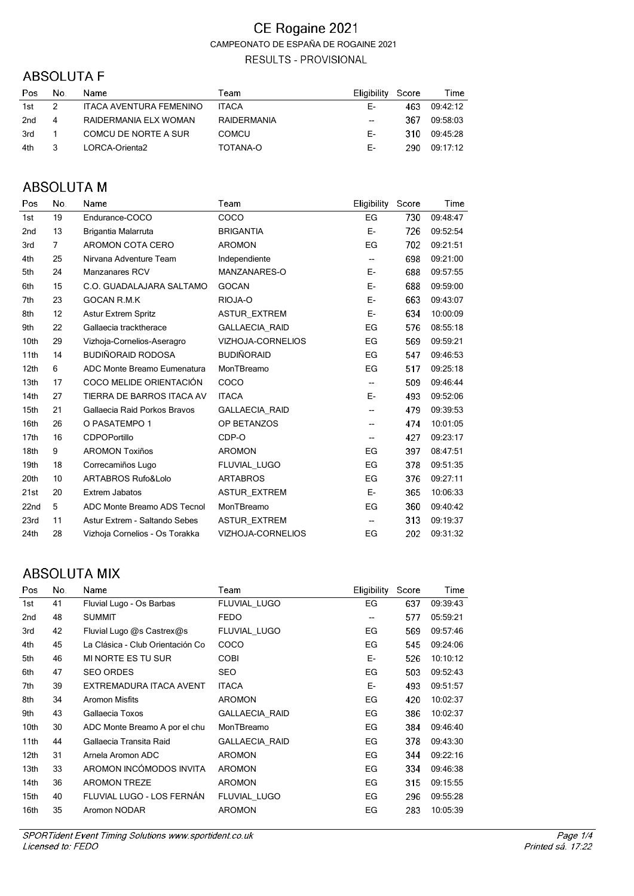# CE Rogaine 2021

CAMPEONATO DE ESPAÑA DE ROGAINE 2021

RESULTS - PROVISIONAL

## ABSOLUTA F

| Pos | No. | Name | Team | Eligibility | Score | Time |
|---|---|---|---|---|---|---|
| 1st | 2 | ITACA AVENTURA FEMENINO | ITACA | E- | 463 | 09:42:12 |
| 2nd | 4 | RAIDERMANIA ELX WOMAN | RAIDERMANIA | -- | 367 | 09:58:03 |
| 3rd | 1 | COMCU DE NORTE A SUR | COMCU | E- | 310 | 09:45:28 |
| 4th | 3 | LORCA-Orienta2 | TOTANA-O | E- | 290 | 09:17:12 |

## ABSOLUTA M

| Pos | No. | Name | Team | Eligibility | Score | Time |
|---|---|---|---|---|---|---|
| 1st | 19 | Endurance-COCO | COCO | EG | 730 | 09:48:47 |
| 2nd | 13 | Brigantia Malarruta | BRIGANTIA | E- | 726 | 09:52:54 |
| 3rd | 7 | AROMON COTA CERO | AROMON | EG | 702 | 09:21:51 |
| 4th | 25 | Nirvana Adventure Team | Independiente | -- | 698 | 09:21:00 |
| 5th | 24 | Manzanares RCV | MANZANARES-O | E- | 688 | 09:57:55 |
| 6th | 15 | C.O. GUADALAJARA SALTAMO | GOCAN | E- | 688 | 09:59:00 |
| 7th | 23 | GOCAN R.M.K | RIOJA-O | E- | 663 | 09:43:07 |
| 8th | 12 | Astur Extrem Spritz | ASTUR_EXTREM | E- | 634 | 10:00:09 |
| 9th | 22 | Gallaecia tracktherace | GALLAECIA_RAID | EG | 576 | 08:55:18 |
| 10th | 29 | Vizhoja-Cornelios-Aseragro | VIZHOJA-CORNELIOS | EG | 569 | 09:59:21 |
| 11th | 14 | BUDIÑORAID RODOSA | BUDIÑORAID | EG | 547 | 09:46:53 |
| 12th | 6 | ADC Monte Breamo Eumenatura | MonTBreamo | EG | 517 | 09:25:18 |
| 13th | 17 | COCO MELIDE ORIENTACIÓN | COCO | -- | 509 | 09:46:44 |
| 14th | 27 | TIERRA DE BARROS ITACA AV | ITACA | E- | 493 | 09:52:06 |
| 15th | 21 | Gallaecia Raid Porkos Bravos | GALLAECIA_RAID | -- | 479 | 09:39:53 |
| 16th | 26 | O PASATEMPO 1 | OP BETANZOS | -- | 474 | 10:01:05 |
| 17th | 16 | CDPOPortillo | CDP-O | -- | 427 | 09:23:17 |
| 18th | 9 | AROMON Toxiños | AROMON | EG | 397 | 08:47:51 |
| 19th | 18 | Correcamiños Lugo | FLUVIAL_LUGO | EG | 378 | 09:51:35 |
| 20th | 10 | ARTABROS Rufo&Lolo | ARTABROS | EG | 376 | 09:27:11 |
| 21st | 20 | Extrem Jabatos | ASTUR_EXTREM | E- | 365 | 10:06:33 |
| 22nd | 5 | ADC Monte Breamo ADS Tecnol | MonTBreamo | EG | 360 | 09:40:42 |
| 23rd | 11 | Astur Extrem - Saltando Sebes | ASTUR_EXTREM | -- | 313 | 09:19:37 |
| 24th | 28 | Vizhoja Cornelios - Os Torakka | VIZHOJA-CORNELIOS | EG | 202 | 09:31:32 |

## ABSOLUTA MIX

| Pos | No. | Name | Team | Eligibility | Score | Time |
|---|---|---|---|---|---|---|
| 1st | 41 | Fluvial Lugo - Os Barbas | FLUVIAL_LUGO | EG | 637 | 09:39:43 |
| 2nd | 48 | SUMMIT | FEDO | -- | 577 | 05:59:21 |
| 3rd | 42 | Fluvial Lugo @s Castrex@s | FLUVIAL_LUGO | EG | 569 | 09:57:46 |
| 4th | 45 | La Clásica - Club Orientación Co | COCO | EG | 545 | 09:24:06 |
| 5th | 46 | MI NORTE ES TU SUR | COBI | E- | 526 | 10:10:12 |
| 6th | 47 | SEO ORDES | SEO | EG | 503 | 09:52:43 |
| 7th | 39 | EXTREMADURA ITACA AVENT | ITACA | E- | 493 | 09:51:57 |
| 8th | 34 | Aromon Misfits | AROMON | EG | 420 | 10:02:37 |
| 9th | 43 | Gallaecia Toxos | GALLAECIA_RAID | EG | 386 | 10:02:37 |
| 10th | 30 | ADC Monte Breamo A por el chu | MonTBreamo | EG | 384 | 09:46:40 |
| 11th | 44 | Gallaecia Transita Raid | GALLAECIA_RAID | EG | 378 | 09:43:30 |
| 12th | 31 | Arnela Aromon ADC | AROMON | EG | 344 | 09:22:16 |
| 13th | 33 | AROMON INCÓMODOS INVITA | AROMON | EG | 334 | 09:46:38 |
| 14th | 36 | AROMON TREZE | AROMON | EG | 315 | 09:15:55 |
| 15th | 40 | FLUVIAL LUGO - LOS FERNÁN | FLUVIAL_LUGO | EG | 296 | 09:55:28 |
| 16th | 35 | Aromon NODAR | AROMON | EG | 283 | 10:05:39 |

*SPORTident Event Timing Solutions www.sportident.co.uk*
*Licensed to: FEDO*

*Printed sá. 17:22*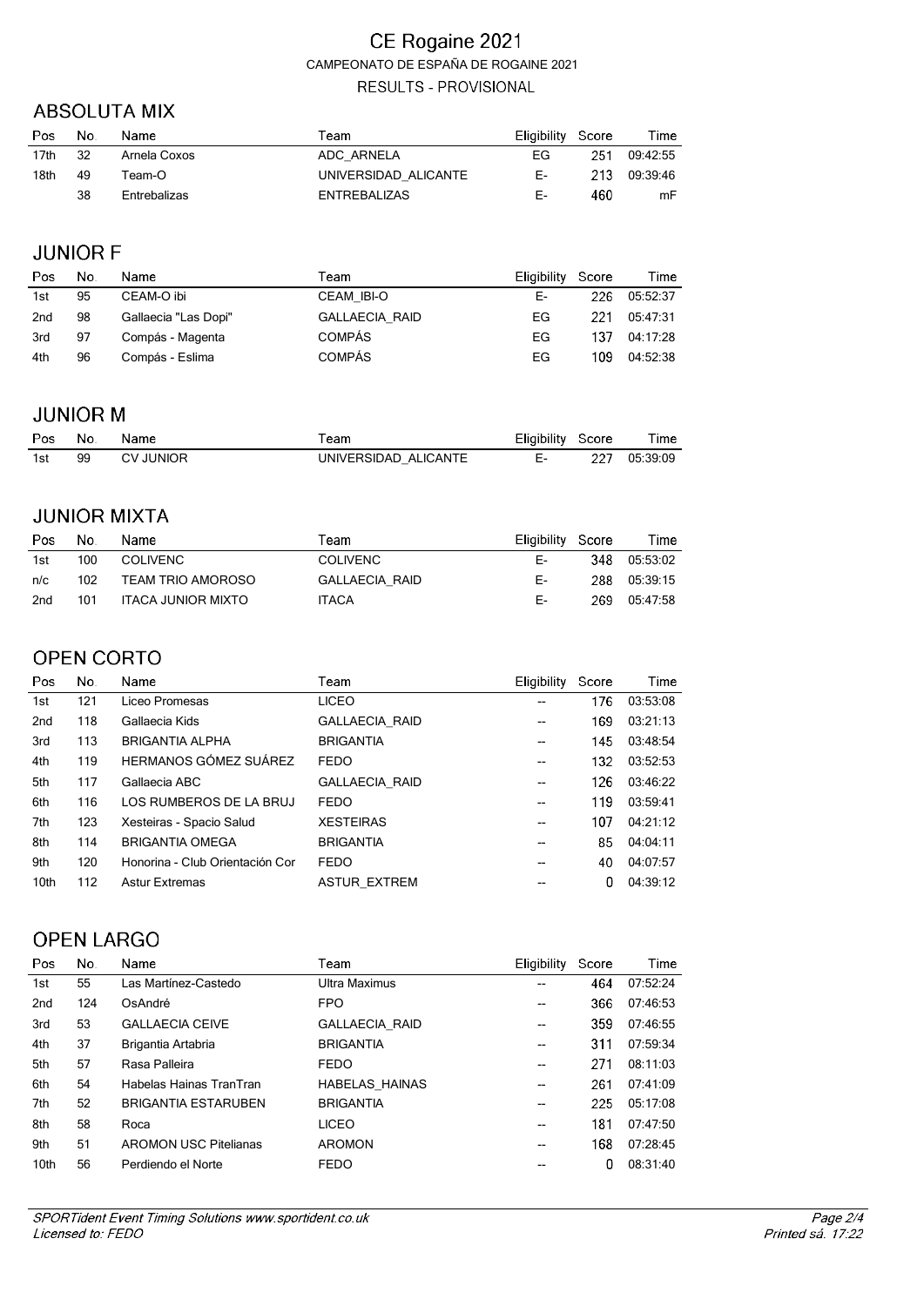# CE Rogaine 2021

CAMPEONATO DE ESPAÑA DE ROGAINE 2021

RESULTS - PROVISIONAL

## ABSOLUTA MIX

| Pos | No. | Name | Team | Eligibility | Score | Time |
|---|---|---|---|---|---|---|
| 17th | 32 | Arnela Coxos | ADC_ARNELA | EG | 251 | 09:42:55 |
| 18th | 49 | Team-O | UNIVERSIDAD_ALICANTE | E- | 213 | 09:39:46 |
| | 38 | Entrebalizas | ENTREBALIZAS | E- | 460 | mF |

## JUNIOR F

| Pos | No. | Name | Team | Eligibility | Score | Time |
|---|---|---|---|---|---|---|
| 1st | 95 | CEAM-O ibi | CEAM_IBI-O | E- | 226 | 05:52:37 |
| 2nd | 98 | Gallaecia "Las Dopi" | GALLAECIA_RAID | EG | 221 | 05:47:31 |
| 3rd | 97 | Compás - Magenta | COMPÁS | EG | 137 | 04:17:28 |
| 4th | 96 | Compás - Eslima | COMPÁS | EG | 109 | 04:52:38 |

## JUNIOR M

| Pos | No. | Name | Team | Eligibility | Score | Time |
|---|---|---|---|---|---|---|
| 1st | 99 | CV JUNIOR | UNIVERSIDAD_ALICANTE | E- | 227 | 05:39:09 |

## JUNIOR MIXTA

| Pos | No. | Name | Team | Eligibility | Score | Time |
|---|---|---|---|---|---|---|
| 1st | 100 | COLIVENC | COLIVENC | E- | 348 | 05:53:02 |
| n/c | 102 | TEAM TRIO AMOROSO | GALLAECIA_RAID | E- | 288 | 05:39:15 |
| 2nd | 101 | ITACA JUNIOR MIXTO | ITACA | E- | 269 | 05:47:58 |

## OPEN CORTO

| Pos | No. | Name | Team | Eligibility | Score | Time |
|---|---|---|---|---|---|---|
| 1st | 121 | Liceo Promesas | LICEO | -- | 176 | 03:53:08 |
| 2nd | 118 | Gallaecia Kids | GALLAECIA_RAID | -- | 169 | 03:21:13 |
| 3rd | 113 | BRIGANTIA ALPHA | BRIGANTIA | -- | 145 | 03:48:54 |
| 4th | 119 | HERMANOS GÓMEZ SUÁREZ | FEDO | -- | 132 | 03:52:53 |
| 5th | 117 | Gallaecia ABC | GALLAECIA_RAID | -- | 126 | 03:46:22 |
| 6th | 116 | LOS RUMBEROS DE LA BRUJ | FEDO | -- | 119 | 03:59:41 |
| 7th | 123 | Xesteiras - Spacio Salud | XESTEIRAS | -- | 107 | 04:21:12 |
| 8th | 114 | BRIGANTIA OMEGA | BRIGANTIA | -- | 85 | 04:04:11 |
| 9th | 120 | Honorina - Club Orientación Cor | FEDO | -- | 40 | 04:07:57 |
| 10th | 112 | Astur Extremas | ASTUR_EXTREM | -- | 0 | 04:39:12 |

## OPEN LARGO

| Pos | No. | Name | Team | Eligibility | Score | Time |
|---|---|---|---|---|---|---|
| 1st | 55 | Las Martínez-Castedo | Ultra Maximus | -- | 464 | 07:52:24 |
| 2nd | 124 | OsAndré | FPO | -- | 366 | 07:46:53 |
| 3rd | 53 | GALLAECIA CEIVE | GALLAECIA_RAID | -- | 359 | 07:46:55 |
| 4th | 37 | Brigantia Artabria | BRIGANTIA | -- | 311 | 07:59:34 |
| 5th | 57 | Rasa Palleira | FEDO | -- | 271 | 08:11:03 |
| 6th | 54 | Habelas Hainas TranTran | HABELAS_HAINAS | -- | 261 | 07:41:09 |
| 7th | 52 | BRIGANTIA ESTARUBEN | BRIGANTIA | -- | 225 | 05:17:08 |
| 8th | 58 | Roca | LICEO | -- | 181 | 07:47:50 |
| 9th | 51 | AROMON USC Pitelianas | AROMON | -- | 168 | 07:28:45 |
| 10th | 56 | Perdiendo el Norte | FEDO | -- | 0 | 08:31:40 |

*SPORTident Event Timing Solutions www.sportident.co.uk*
*Licensed to: FEDO*

*Printed sá. 17:22*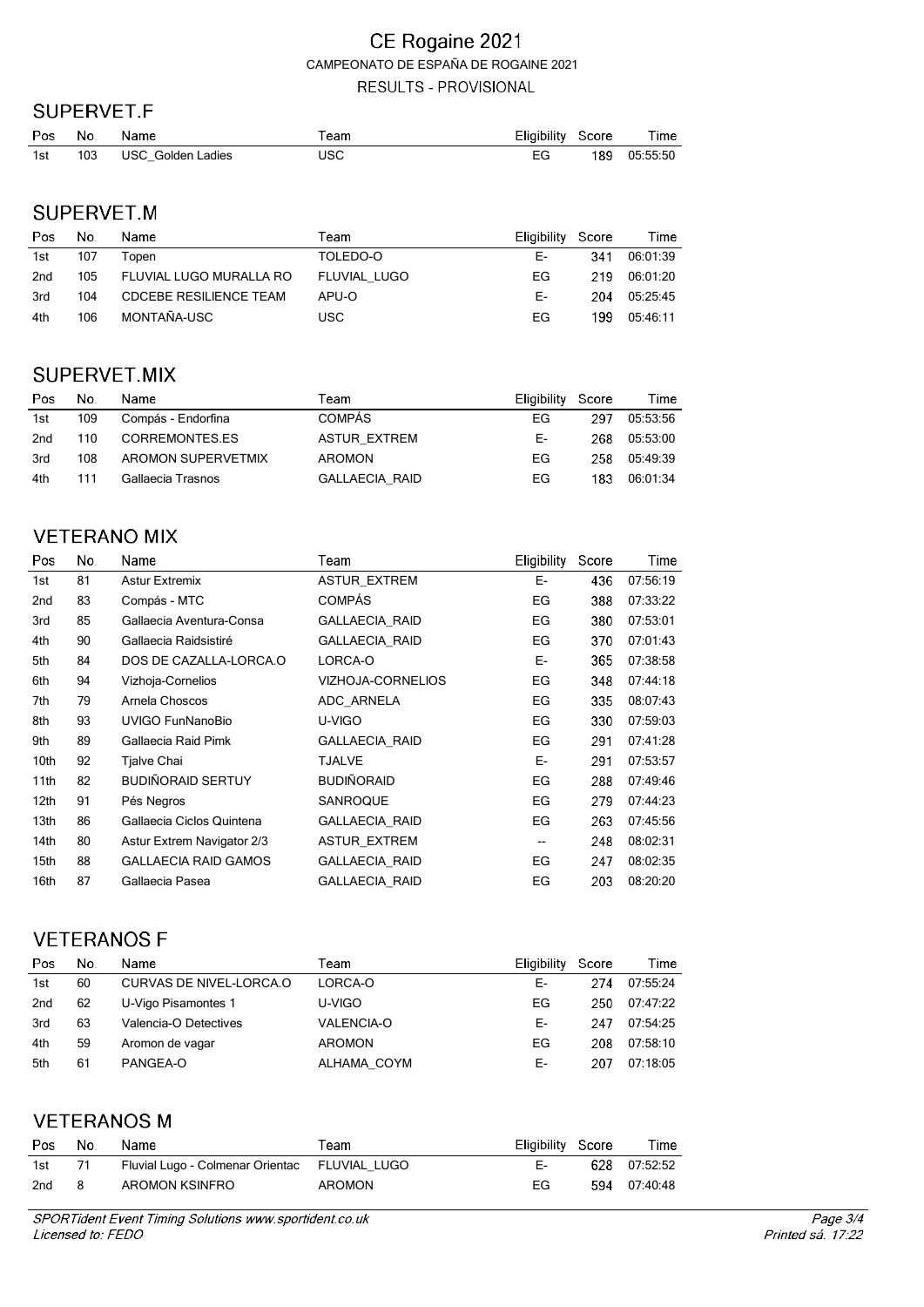# CE Rogaine 2021

CAMPEONATO DE ESPAÑA DE ROGAINE 2021

RESULTS - PROVISIONAL

## SUPERVET.F

| Pos | No. | Name | Team | Eligibility | Score | Time |
|---|---|---|---|---|---|---|
| 1st | 103 | USC_Golden Ladies | USC | EG | 189 | 05:55:50 |

## SUPERVET.M

| Pos | No. | Name | Team | Eligibility | Score | Time |
|---|---|---|---|---|---|---|
| 1st | 107 | Topen | TOLEDO-O | E- | 341 | 06:01:39 |
| 2nd | 105 | FLUVIAL LUGO MURALLA RO | FLUVIAL_LUGO | EG | 219 | 06:01:20 |
| 3rd | 104 | CDCEBE RESILIENCE TEAM | APU-O | E- | 204 | 05:25:45 |
| 4th | 106 | MONTAÑA-USC | USC | EG | 199 | 05:46:11 |

## SUPERVET.MIX

| Pos | No. | Name | Team | Eligibility | Score | Time |
|---|---|---|---|---|---|---|
| 1st | 109 | Compás - Endorfina | COMPÁS | EG | 297 | 05:53:56 |
| 2nd | 110 | CORREMONTES.ES | ASTUR_EXTREM | E- | 268 | 05:53:00 |
| 3rd | 108 | AROMON SUPERVETMIX | AROMON | EG | 258 | 05:49:39 |
| 4th | 111 | Gallaecia Trasnos | GALLAECIA_RAID | EG | 183 | 06:01:34 |

## VETERANO MIX

| Pos | No. | Name | Team | Eligibility | Score | Time |
|---|---|---|---|---|---|---|
| 1st | 81 | Astur Extremix | ASTUR_EXTREM | E- | 436 | 07:56:19 |
| 2nd | 83 | Compás - MTC | COMPÁS | EG | 388 | 07:33:22 |
| 3rd | 85 | Gallaecia Aventura-Consa | GALLAECIA_RAID | EG | 380 | 07:53:01 |
| 4th | 90 | Gallaecia Raidsistiré | GALLAECIA_RAID | EG | 370 | 07:01:43 |
| 5th | 84 | DOS DE CAZALLA-LORCA.O | LORCA-O | E- | 365 | 07:38:58 |
| 6th | 94 | Vizhoja-Cornelios | VIZHOJA-CORNELIOS | EG | 348 | 07:44:18 |
| 7th | 79 | Arnela Choscos | ADC_ARNELA | EG | 335 | 08:07:43 |
| 8th | 93 | UVIGO FunNanoBio | U-VIGO | EG | 330 | 07:59:03 |
| 9th | 89 | Gallaecia Raid Pimk | GALLAECIA_RAID | EG | 291 | 07:41:28 |
| 10th | 92 | Tjalve Chai | TJALVE | E- | 291 | 07:53:57 |
| 11th | 82 | BUDIÑORAID SERTUY | BUDIÑORAID | EG | 288 | 07:49:46 |
| 12th | 91 | Pés Negros | SANROQUE | EG | 279 | 07:44:23 |
| 13th | 86 | Gallaecia Ciclos Quintena | GALLAECIA_RAID | EG | 263 | 07:45:56 |
| 14th | 80 | Astur Extrem Navigator 2/3 | ASTUR_EXTREM | -- | 248 | 08:02:31 |
| 15th | 88 | GALLAECIA RAID GAMOS | GALLAECIA_RAID | EG | 247 | 08:02:35 |
| 16th | 87 | Gallaecia Pasea | GALLAECIA_RAID | EG | 203 | 08:20:20 |

## VETERANOS F

| Pos | No. | Name | Team | Eligibility | Score | Time |
|---|---|---|---|---|---|---|
| 1st | 60 | CURVAS DE NIVEL-LORCA.O | LORCA-O | E- | 274 | 07:55:24 |
| 2nd | 62 | U-Vigo Pisamontes 1 | U-VIGO | EG | 250 | 07:47:22 |
| 3rd | 63 | Valencia-O Detectives | VALENCIA-O | E- | 247 | 07:54:25 |
| 4th | 59 | Aromon de vagar | AROMON | EG | 208 | 07:58:10 |
| 5th | 61 | PANGEA-O | ALHAMA_COYM | E- | 207 | 07:18:05 |

## VETERANOS M

| Pos | No. | Name | Team | Eligibility | Score | Time |
|---|---|---|---|---|---|---|
| 1st | 71 | Fluvial Lugo - Colmenar Orientac | FLUVIAL_LUGO | E- | 628 | 07:52:52 |
| 2nd | 8 | AROMON KSINFRO | AROMON | EG | 594 | 07:40:48 |

*SPORTident Event Timing Solutions www.sportident.co.uk*
*Licensed to: FEDO*

*Printed sá. 17:22*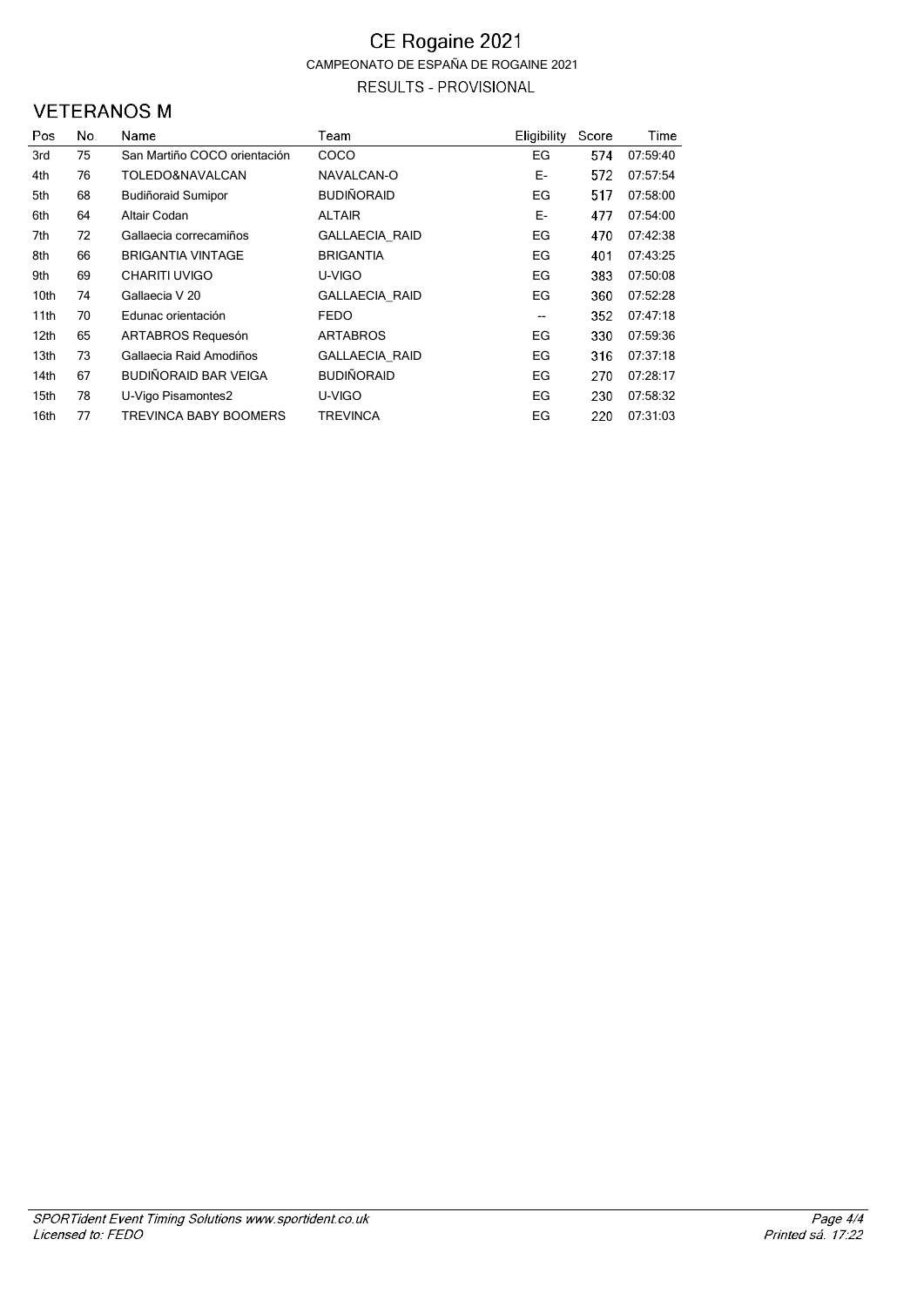# CE Rogaine 2021

CAMPEONATO DE ESPAÑA DE ROGAINE 2021

RESULTS - PROVISIONAL

## VETERANOS M

| Pos | No. | Name | Team | Eligibility | Score | Time |
|---|---|---|---|---|---|---|
| 3rd | 75 | San Martiño COCO orientación | COCO | EG | 574 | 07:59:40 |
| 4th | 76 | TOLEDO&NAVALCAN | NAVALCAN-O | E- | 572 | 07:57:54 |
| 5th | 68 | Budiñoraid Sumipor | BUDIÑORAID | EG | 517 | 07:58:00 |
| 6th | 64 | Altair Codan | ALTAIR | E- | 477 | 07:54:00 |
| 7th | 72 | Gallaecia correcamiños | GALLAECIA_RAID | EG | 470 | 07:42:38 |
| 8th | 66 | BRIGANTIA VINTAGE | BRIGANTIA | EG | 401 | 07:43:25 |
| 9th | 69 | CHARITI UVIGO | U-VIGO | EG | 383 | 07:50:08 |
| 10th | 74 | Gallaecia V 20 | GALLAECIA_RAID | EG | 360 | 07:52:28 |
| 11th | 70 | Edunac orientación | FEDO | -- | 352 | 07:47:18 |
| 12th | 65 | ARTABROS Requesón | ARTABROS | EG | 330 | 07:59:36 |
| 13th | 73 | Gallaecia Raid Amodiños | GALLAECIA_RAID | EG | 316 | 07:37:18 |
| 14th | 67 | BUDIÑORAID BAR VEIGA | BUDIÑORAID | EG | 270 | 07:28:17 |
| 15th | 78 | U-Vigo Pisamontes2 | U-VIGO | EG | 230 | 07:58:32 |
| 16th | 77 | TREVINCA BABY BOOMERS | TREVINCA | EG | 220 | 07:31:03 |

*SPORTident Event Timing Solutions www.sportident.co.uk*
*Licensed to: FEDO*

*Printed sá. 17:22*